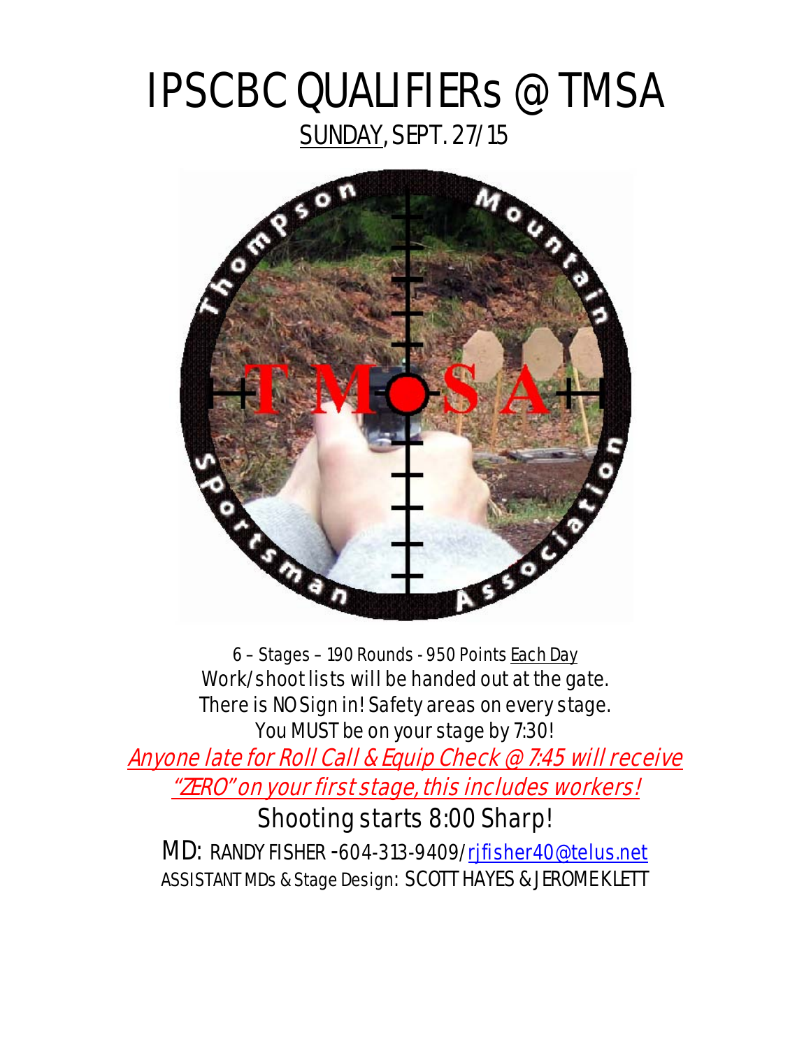# IPSCBC QUALIFIERs @ TMSA

SUNDAY, SEPT. 27/15

6 – Stages – 190 Rounds - 950 Points Each Day

Work/shoot lists will be handed out at the gate.

There is NO Sign in! Safety areas on every stage.

You MUST be on your stage by 7:30!

*Anyone late for Roll Call & Equip Check @ 7:45 will receive "ZERO" on your first stage, this includes workers!*

Shooting starts 8:00 Sharp!

MD: RANDY FISHER -604-313-9409/rjfisher40@telus.net

ASSISTANT MDs & Stage Design: SCOTT HAYES & JEROME KLETT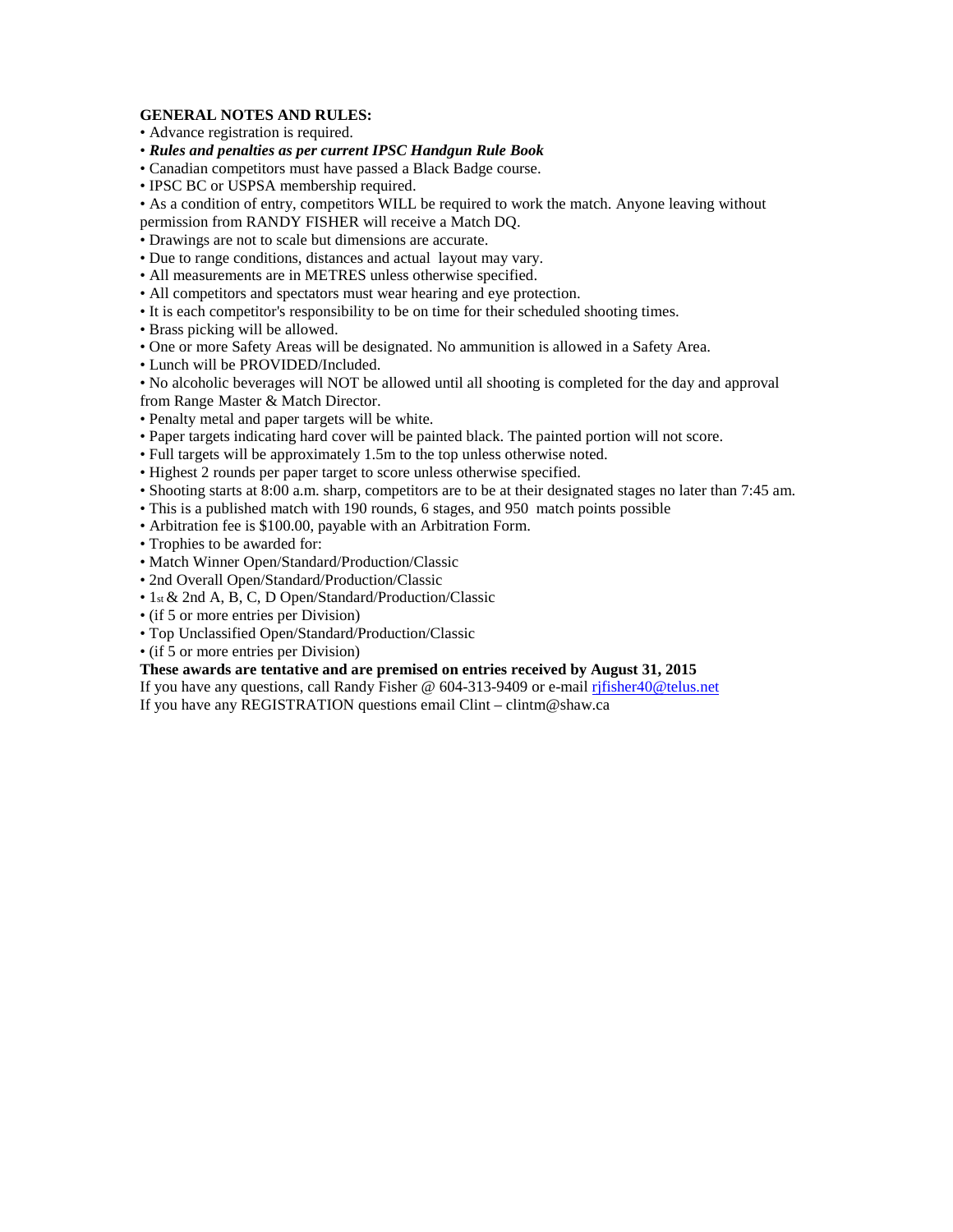**GENERAL NOTES AND RULES:**

- Advance registration is required.
- ***Rules and penalties as per current IPSC Handgun Rule Book***
- Canadian competitors must have passed a Black Badge course.
- IPSC BC or USPSA membership required.
- As a condition of entry, competitors WILL be required to work the match. Anyone leaving without permission from RANDY FISHER will receive a Match DQ.
- Drawings are not to scale but dimensions are accurate.
- Due to range conditions, distances and actual layout may vary.
- All measurements are in METRES unless otherwise specified.
- All competitors and spectators must wear hearing and eye protection.
- It is each competitor's responsibility to be on time for their scheduled shooting times.
- Brass picking will be allowed.
- One or more Safety Areas will be designated. No ammunition is allowed in a Safety Area.
- Lunch will be PROVIDED/Included.
- No alcoholic beverages will NOT be allowed until all shooting is completed for the day and approval from Range Master & Match Director.
- Penalty metal and paper targets will be white.
- Paper targets indicating hard cover will be painted black. The painted portion will not score.
- Full targets will be approximately 1.5m to the top unless otherwise noted.
- Highest 2 rounds per paper target to score unless otherwise specified.
- Shooting starts at 8:00 a.m. sharp, competitors are to be at their designated stages no later than 7:45 am.
- This is a published match with 190 rounds, 6 stages, and 950 match points possible
- Arbitration fee is $100.00, payable with an Arbitration Form.
- Trophies to be awarded for:
- Match Winner Open/Standard/Production/Classic
- 2nd Overall Open/Standard/Production/Classic
- 1st & 2nd A, B, C, D Open/Standard/Production/Classic
- (if 5 or more entries per Division)
- Top Unclassified Open/Standard/Production/Classic
- (if 5 or more entries per Division)

**These awards are tentative and are premised on entries received by August 31, 2015**

If you have any questions, call Randy Fisher @ 604-313-9409 or e-mail rjfisher40@telus.net

If you have any REGISTRATION questions email Clint – clintm@shaw.ca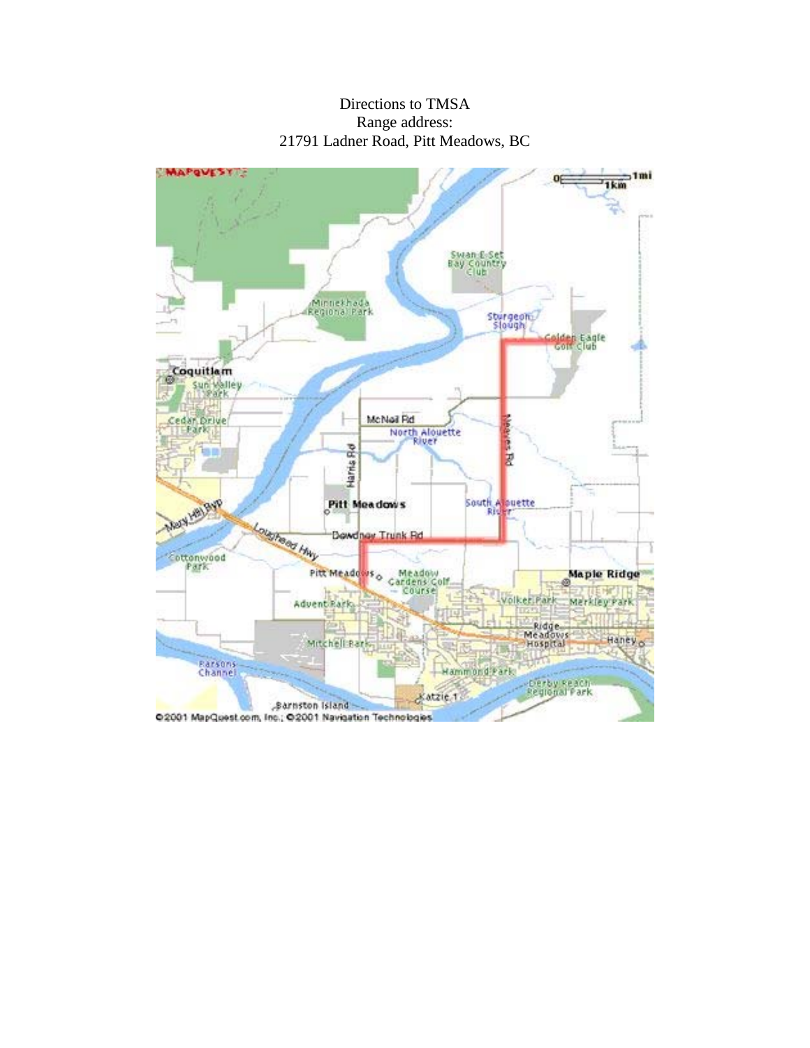Directions to TMSA
Range address:
21791 Ladner Road, Pitt Meadows, BC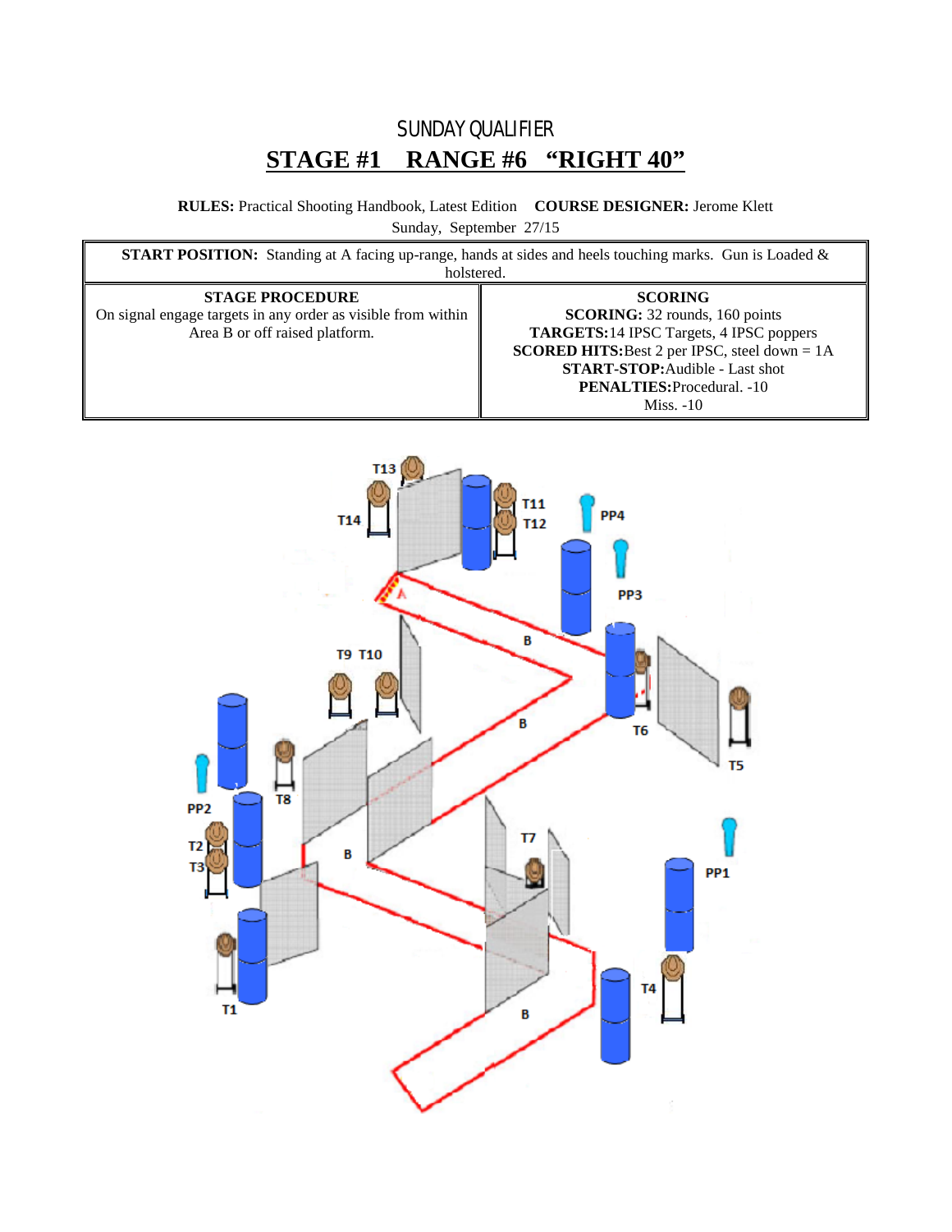# SUNDAY QUALIFIER

## STAGE #1 RANGE #6 "RIGHT 40"

**RULES:** Practical Shooting Handbook, Latest Edition **COURSE DESIGNER:** Jerome Klett

Sunday, September 27/15

| **START POSITION:** Standing at A facing up-range, hands at sides and heels touching marks. Gun is Loaded & holstered. | |
|---|---|
| **STAGE PROCEDURE**<br>On signal engage targets in any order as visible from within Area B or off raised platform. | **SCORING**<br>**SCORING:** 32 rounds, 160 points<br>**TARGETS:** 14 IPSC Targets, 4 IPSC poppers<br>**SCORED HITS:** Best 2 per IPSC, steel down = 1A<br>**START-STOP:** Audible - Last shot<br>**PENALTIES:** Procedural. -10<br>Miss. -10 |

T13 T14 T11 T12 PP4 PP3 A B T9 T10 B T6 T5 PP2 T8 T2 T3 B T7 PP1 T1 T4 B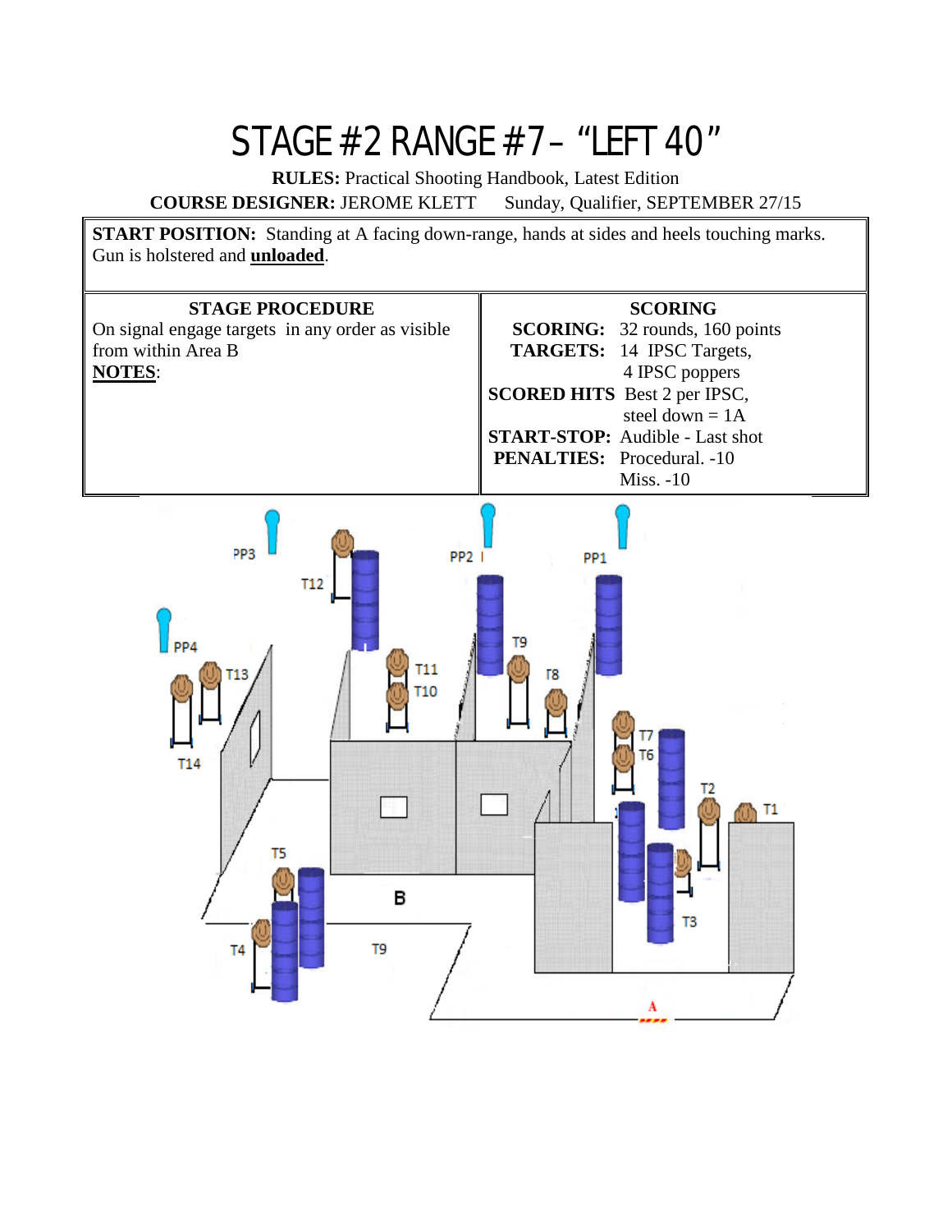# STAGE #2 RANGE #7 – "LEFT 40"

**RULES:** Practical Shooting Handbook, Latest Edition

**COURSE DESIGNER:** JEROME KLETT Sunday, Qualifier, SEPTEMBER 27/15

**START POSITION:** Standing at A facing down-range, hands at sides and heels touching marks. Gun is holstered and **unloaded**.

| STAGE PROCEDURE | SCORING |
|---|---|
| On signal engage targets in any order as visible from within Area B<br><br>**NOTES**: | **SCORING:** 32 rounds, 160 points<br>**TARGETS:** 14 IPSC Targets, 4 IPSC poppers<br>**SCORED HITS** Best 2 per IPSC, steel down = 1A<br>**START-STOP:** Audible - Last shot<br>**PENALTIES:** Procedural. -10<br>Miss. -10 |

PP3 PP2 PP1 T12 PP4 T13 T11 T10 T9 T8 T14 T7 T6 T2 T1 T5 B T4 T9 T3 A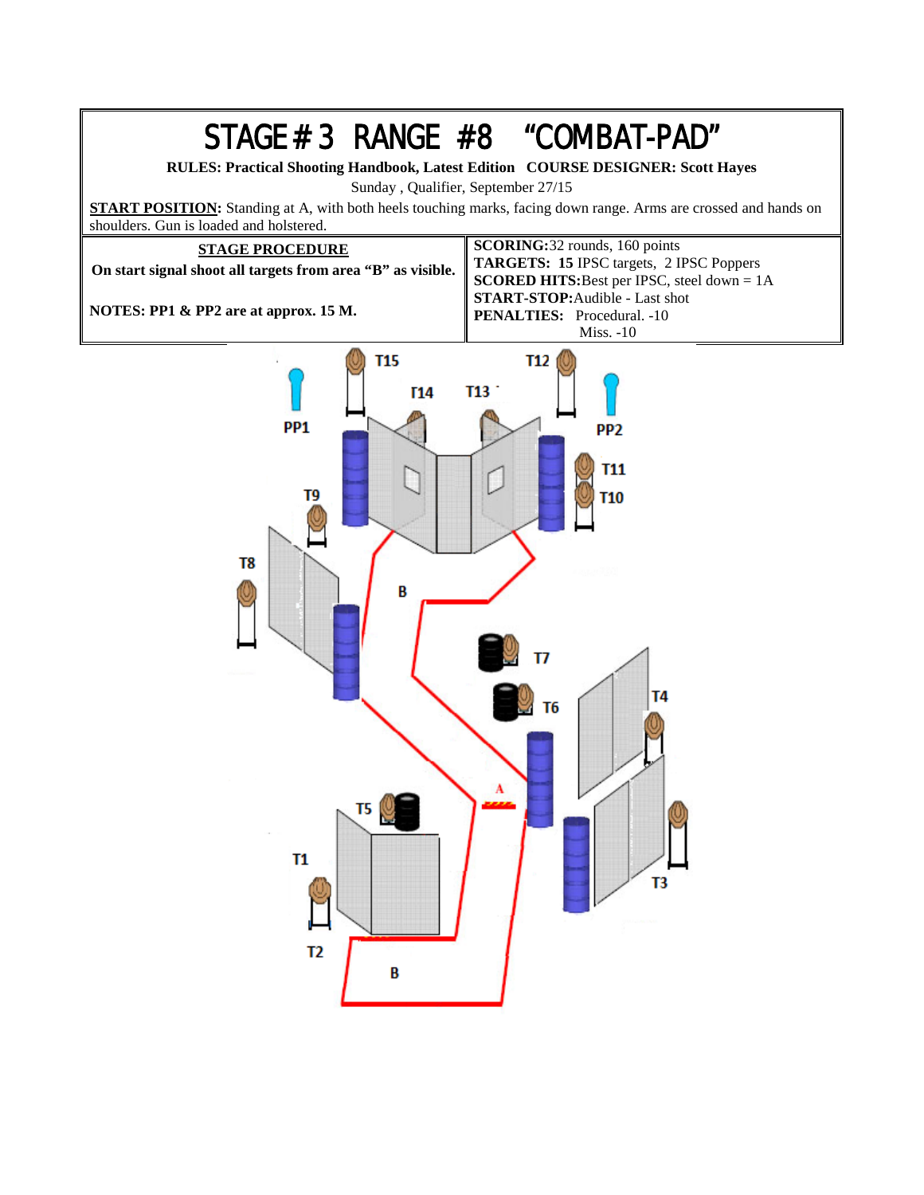# STAGE # 3 RANGE #8 "COMBAT-PAD"

**RULES: Practical Shooting Handbook, Latest Edition COURSE DESIGNER: Scott Hayes**

Sunday , Qualifier, September 27/15

**START POSITION:** Standing at A, with both heels touching marks, facing down range. Arms are crossed and hands on shoulders. Gun is loaded and holstered.

| STAGE PROCEDURE | |
|---|---|
| **On start signal shoot all targets from area "B" as visible.** **NOTES: PP1 & PP2 are at approx. 15 M.** | **SCORING:** 32 rounds, 160 points **TARGETS: 15** IPSC targets, 2 IPSC Poppers **SCORED HITS:** Best per IPSC, steel down = 1A **START-STOP:** Audible - Last shot **PENALTIES:** Procedural. -10 Miss. -10 |

T15 T12 T14 T13 PP1 PP2 T11 T10 T9 T8 B T7 T6 T4 A T5 T1 T3 T2 B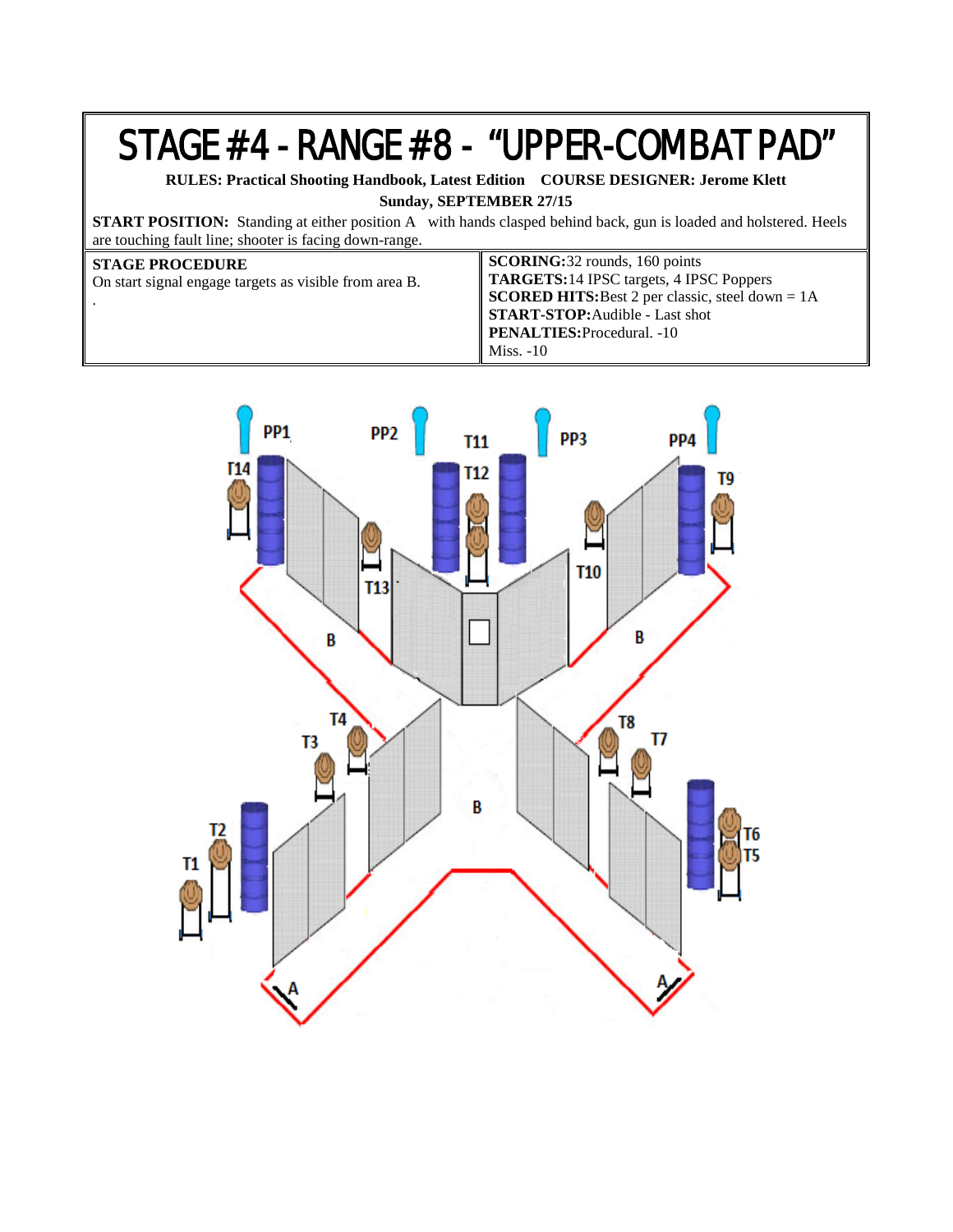# STAGE #4 - RANGE #8 - "UPPER-COMBAT PAD"

**RULES: Practical Shooting Handbook, Latest Edition COURSE DESIGNER: Jerome Klett**

**Sunday, SEPTEMBER 27/15**

**START POSITION:** Standing at either position A with hands clasped behind back, gun is loaded and holstered. Heels are touching fault line; shooter is facing down-range.

| **STAGE PROCEDURE** | |
|---|---|
| On start signal engage targets as visible from area B. | **SCORING:** 32 rounds, 160 points<br>**TARGETS:** 14 IPSC targets, 4 IPSC Poppers<br>**SCORED HITS:** Best 2 per classic, steel down = 1A<br>**START-STOP:** Audible - Last shot<br>**PENALTIES:** Procedural. -10<br>Miss. -10 |

PP1 PP2 T11 PP3 PP4

T14 T12 T9

T13 T10

B B

T4 T8

T3 T7

B

T2 T6

T1 T5

A A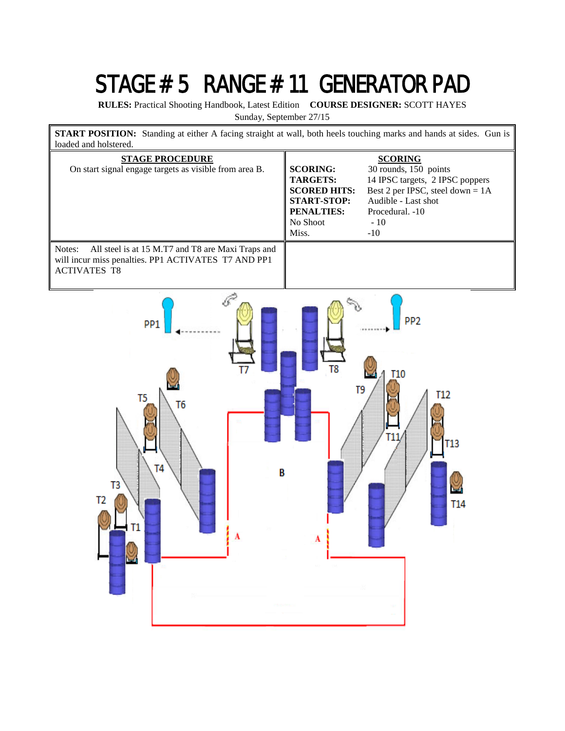# STAGE # 5 RANGE # 11 GENERATOR PAD

**RULES:** Practical Shooting Handbook, Latest Edition **COURSE DESIGNER:** SCOTT HAYES

Sunday, September 27/15

**START POSITION:** Standing at either A facing straight at wall, both heels touching marks and hands at sides. Gun is loaded and holstered.

| **STAGE PROCEDURE** | **SCORING** | |
|---|---|---|
| On start signal engage targets as visible from area B. | **SCORING:** | 30 rounds, 150 points |
| | **TARGETS:** | 14 IPSC targets, 2 IPSC poppers |
| | **SCORED HITS:** | Best 2 per IPSC, steel down = 1A |
| | **START-STOP:** | Audible - Last shot |
| | **PENALTIES:** | Procedural. -10 |
| | No Shoot | - 10 |
| | Miss. | -10 |

Notes: All steel is at 15 M.T7 and T8 are Maxi Traps and will incur miss penalties. PP1 ACTIVATES T7 AND PP1 ACTIVATES T8

PP1 PP2 T7 T8 T9 T10 T11 T12 T13 T14 T5 T6 T4 T3 T2 T1 B A A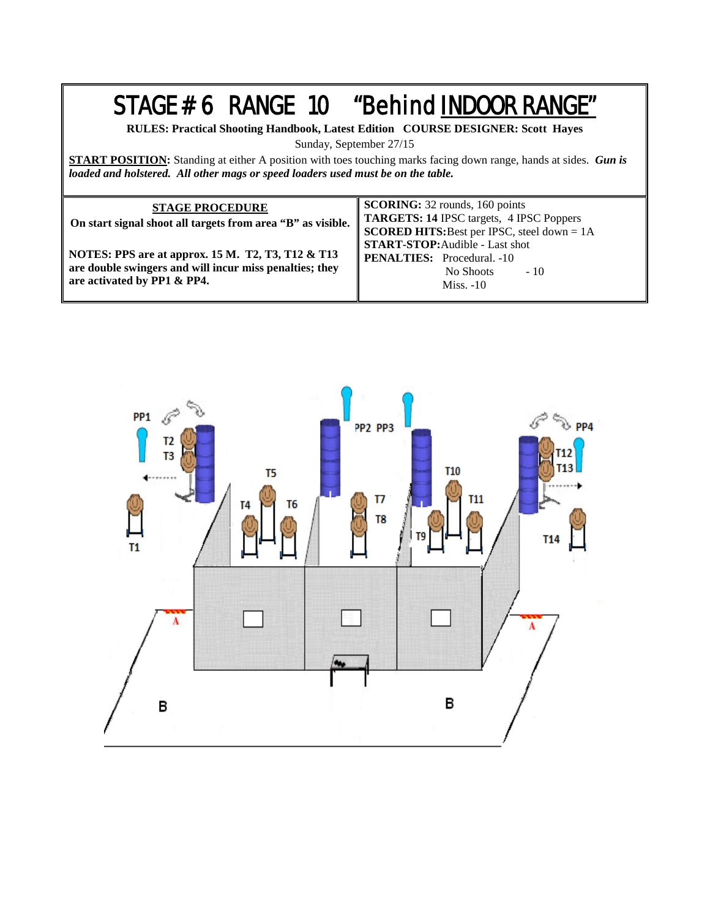# STAGE # 6 RANGE 10 "Behind INDOOR RANGE"

**RULES: Practical Shooting Handbook, Latest Edition COURSE DESIGNER: Scott Hayes**

Sunday, September 27/15

**START POSITION:** Standing at either A position with toes touching marks facing down range, hands at sides. ***Gun is loaded and holstered. All other mags or speed loaders used must be on the table.***

| **STAGE PROCEDURE** | |
|---|---|
| **On start signal shoot all targets from area "B" as visible.**<br><br>**NOTES: PPS are at approx. 15 M. T2, T3, T12 & T13 are double swingers and will incur miss penalties; they are activated by PP1 & PP4.** | **SCORING:** 32 rounds, 160 points<br>**TARGETS: 14** IPSC targets, 4 IPSC Poppers<br>**SCORED HITS:** Best per IPSC, steel down = 1A<br>**START-STOP:** Audible - Last shot<br>**PENALTIES:** Procedural. -10<br>No Shoots - 10<br>Miss. -10 |

PP1
T2
T3
T1
T4
T5
T6
PP2 PP3
T7
T8
T9
T10
T11
PP4
T12
T13
T14
A
A
B
B